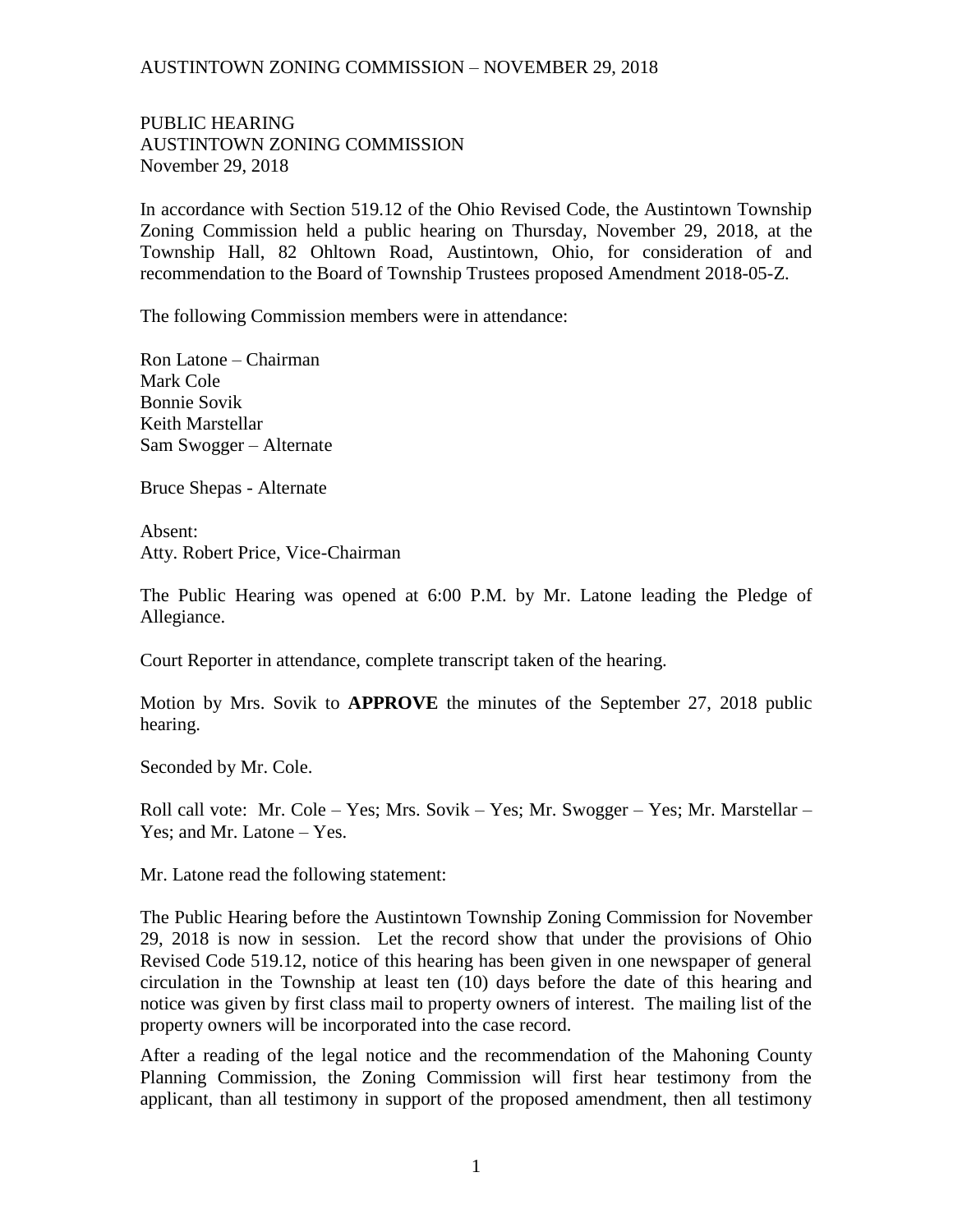PUBLIC HEARING
AUSTINTOWN ZONING COMMISSION
November 29, 2018

In accordance with Section 519.12 of the Ohio Revised Code, the Austintown Township Zoning Commission held a public hearing on Thursday, November 29, 2018, at the Township Hall, 82 Ohltown Road, Austintown, Ohio, for consideration of and recommendation to the Board of Township Trustees proposed Amendment 2018-05-Z.

The following Commission members were in attendance:

Ron Latone – Chairman
Mark Cole
Bonnie Sovik
Keith Marstellar
Sam Swogger – Alternate

Bruce Shepas - Alternate

Absent:
Atty. Robert Price, Vice-Chairman

The Public Hearing was opened at 6:00 P.M. by Mr. Latone leading the Pledge of Allegiance.

Court Reporter in attendance, complete transcript taken of the hearing.

Motion by Mrs. Sovik to **APPROVE** the minutes of the September 27, 2018 public hearing.

Seconded by Mr. Cole.

Roll call vote: Mr. Cole – Yes; Mrs. Sovik – Yes; Mr. Swogger – Yes; Mr. Marstellar – Yes; and Mr. Latone – Yes.

Mr. Latone read the following statement:

The Public Hearing before the Austintown Township Zoning Commission for November 29, 2018 is now in session. Let the record show that under the provisions of Ohio Revised Code 519.12, notice of this hearing has been given in one newspaper of general circulation in the Township at least ten (10) days before the date of this hearing and notice was given by first class mail to property owners of interest. The mailing list of the property owners will be incorporated into the case record.

After a reading of the legal notice and the recommendation of the Mahoning County Planning Commission, the Zoning Commission will first hear testimony from the applicant, than all testimony in support of the proposed amendment, then all testimony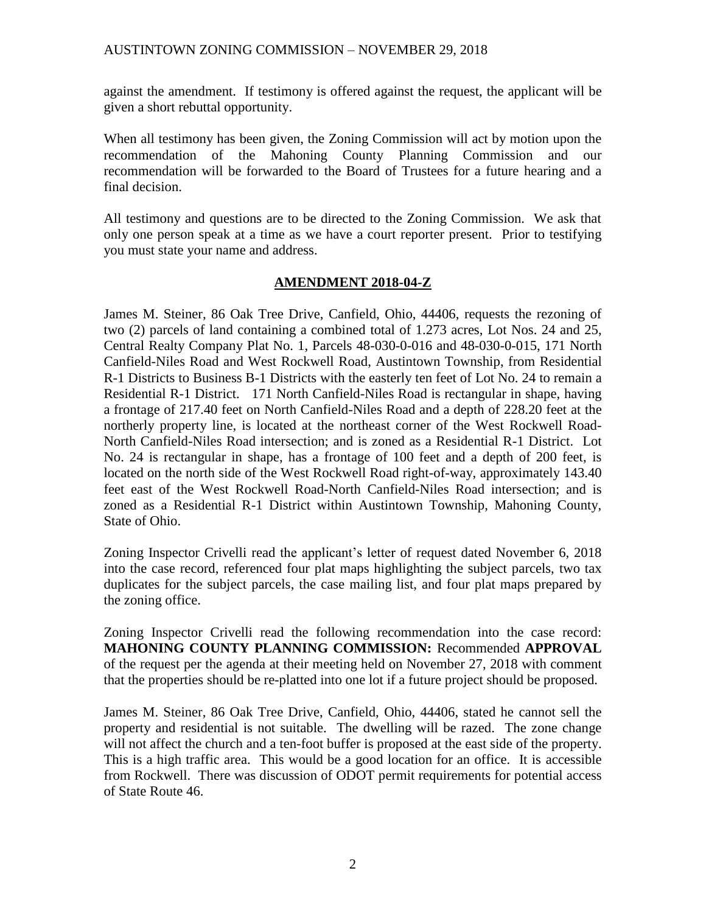against the amendment. If testimony is offered against the request, the applicant will be given a short rebuttal opportunity.

When all testimony has been given, the Zoning Commission will act by motion upon the recommendation of the Mahoning County Planning Commission and our recommendation will be forwarded to the Board of Trustees for a future hearing and a final decision.

All testimony and questions are to be directed to the Zoning Commission. We ask that only one person speak at a time as we have a court reporter present. Prior to testifying you must state your name and address.

## **AMENDMENT 2018-04-Z**

James M. Steiner, 86 Oak Tree Drive, Canfield, Ohio, 44406, requests the rezoning of two (2) parcels of land containing a combined total of 1.273 acres, Lot Nos. 24 and 25, Central Realty Company Plat No. 1, Parcels 48-030-0-016 and 48-030-0-015, 171 North Canfield-Niles Road and West Rockwell Road, Austintown Township, from Residential R-1 Districts to Business B-1 Districts with the easterly ten feet of Lot No. 24 to remain a Residential R-1 District. 171 North Canfield-Niles Road is rectangular in shape, having a frontage of 217.40 feet on North Canfield-Niles Road and a depth of 228.20 feet at the northerly property line, is located at the northeast corner of the West Rockwell Road-North Canfield-Niles Road intersection; and is zoned as a Residential R-1 District. Lot No. 24 is rectangular in shape, has a frontage of 100 feet and a depth of 200 feet, is located on the north side of the West Rockwell Road right-of-way, approximately 143.40 feet east of the West Rockwell Road-North Canfield-Niles Road intersection; and is zoned as a Residential R-1 District within Austintown Township, Mahoning County, State of Ohio.

Zoning Inspector Crivelli read the applicant's letter of request dated November 6, 2018 into the case record, referenced four plat maps highlighting the subject parcels, two tax duplicates for the subject parcels, the case mailing list, and four plat maps prepared by the zoning office.

Zoning Inspector Crivelli read the following recommendation into the case record: **MAHONING COUNTY PLANNING COMMISSION:** Recommended **APPROVAL** of the request per the agenda at their meeting held on November 27, 2018 with comment that the properties should be re-platted into one lot if a future project should be proposed.

James M. Steiner, 86 Oak Tree Drive, Canfield, Ohio, 44406, stated he cannot sell the property and residential is not suitable. The dwelling will be razed. The zone change will not affect the church and a ten-foot buffer is proposed at the east side of the property. This is a high traffic area. This would be a good location for an office. It is accessible from Rockwell. There was discussion of ODOT permit requirements for potential access of State Route 46.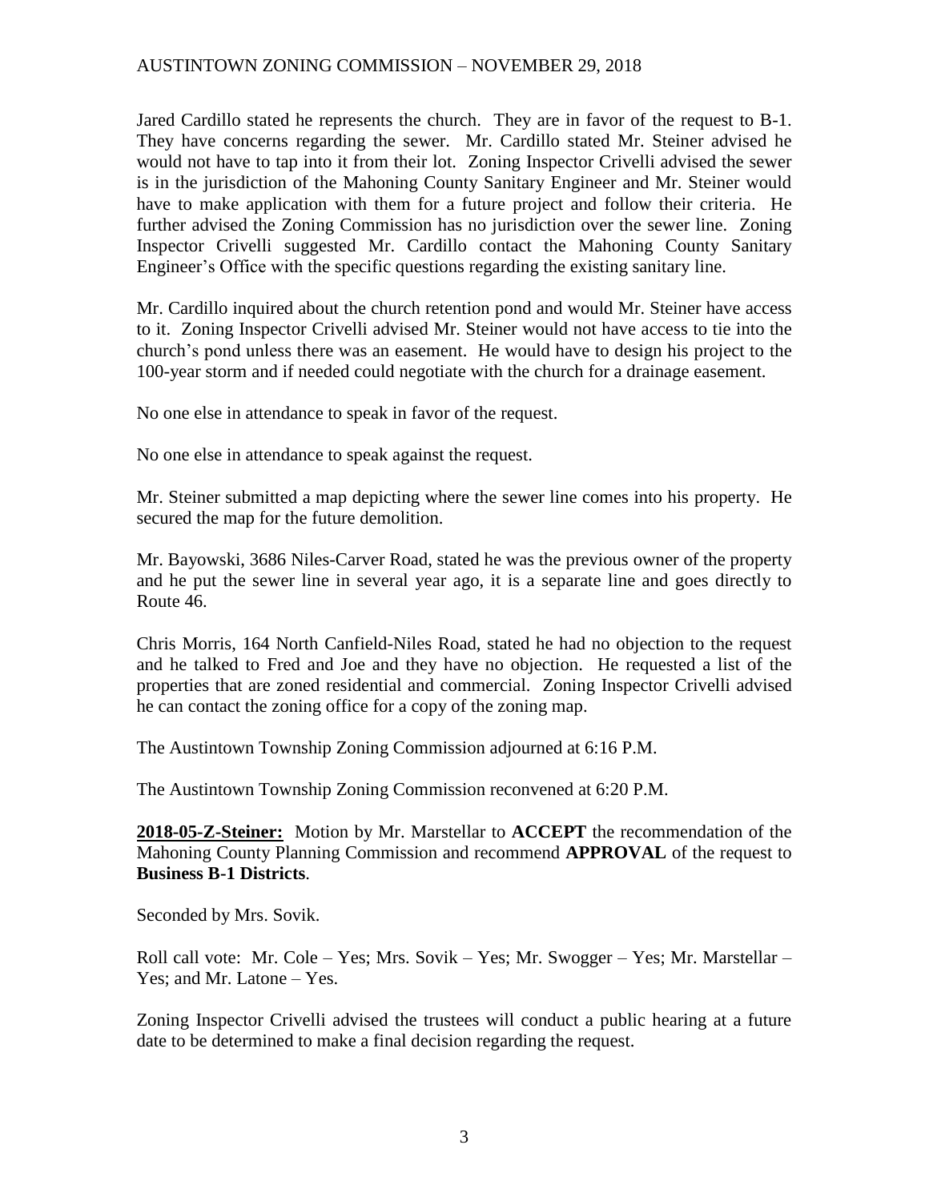Jared Cardillo stated he represents the church. They are in favor of the request to B-1. They have concerns regarding the sewer. Mr. Cardillo stated Mr. Steiner advised he would not have to tap into it from their lot. Zoning Inspector Crivelli advised the sewer is in the jurisdiction of the Mahoning County Sanitary Engineer and Mr. Steiner would have to make application with them for a future project and follow their criteria. He further advised the Zoning Commission has no jurisdiction over the sewer line. Zoning Inspector Crivelli suggested Mr. Cardillo contact the Mahoning County Sanitary Engineer's Office with the specific questions regarding the existing sanitary line.

Mr. Cardillo inquired about the church retention pond and would Mr. Steiner have access to it. Zoning Inspector Crivelli advised Mr. Steiner would not have access to tie into the church's pond unless there was an easement. He would have to design his project to the 100-year storm and if needed could negotiate with the church for a drainage easement.

No one else in attendance to speak in favor of the request.

No one else in attendance to speak against the request.

Mr. Steiner submitted a map depicting where the sewer line comes into his property. He secured the map for the future demolition.

Mr. Bayowski, 3686 Niles-Carver Road, stated he was the previous owner of the property and he put the sewer line in several year ago, it is a separate line and goes directly to Route 46.

Chris Morris, 164 North Canfield-Niles Road, stated he had no objection to the request and he talked to Fred and Joe and they have no objection. He requested a list of the properties that are zoned residential and commercial. Zoning Inspector Crivelli advised he can contact the zoning office for a copy of the zoning map.

The Austintown Township Zoning Commission adjourned at 6:16 P.M.

The Austintown Township Zoning Commission reconvened at 6:20 P.M.

**2018-05-Z-Steiner:** Motion by Mr. Marstellar to **ACCEPT** the recommendation of the Mahoning County Planning Commission and recommend **APPROVAL** of the request to **Business B-1 Districts**.

Seconded by Mrs. Sovik.

Roll call vote: Mr. Cole – Yes; Mrs. Sovik – Yes; Mr. Swogger – Yes; Mr. Marstellar – Yes; and Mr. Latone – Yes.

Zoning Inspector Crivelli advised the trustees will conduct a public hearing at a future date to be determined to make a final decision regarding the request.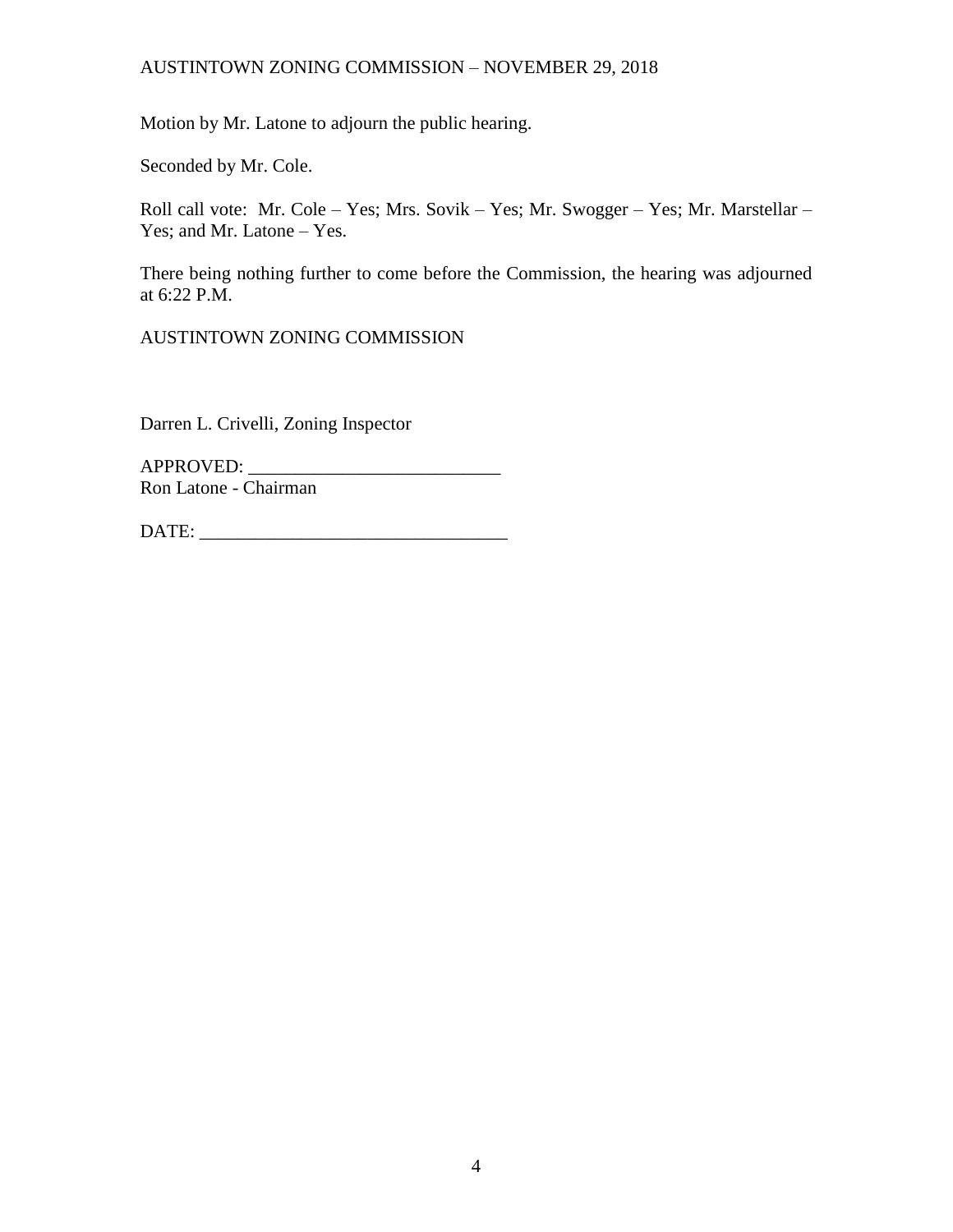Motion by Mr. Latone to adjourn the public hearing.

Seconded by Mr. Cole.

Roll call vote: Mr. Cole – Yes; Mrs. Sovik – Yes; Mr. Swogger – Yes; Mr. Marstellar – Yes; and Mr. Latone – Yes.

There being nothing further to come before the Commission, the hearing was adjourned at 6:22 P.M.

AUSTINTOWN ZONING COMMISSION

Darren L. Crivelli, Zoning Inspector

APPROVED: ___________________________
Ron Latone - Chairman

DATE: ________________________________